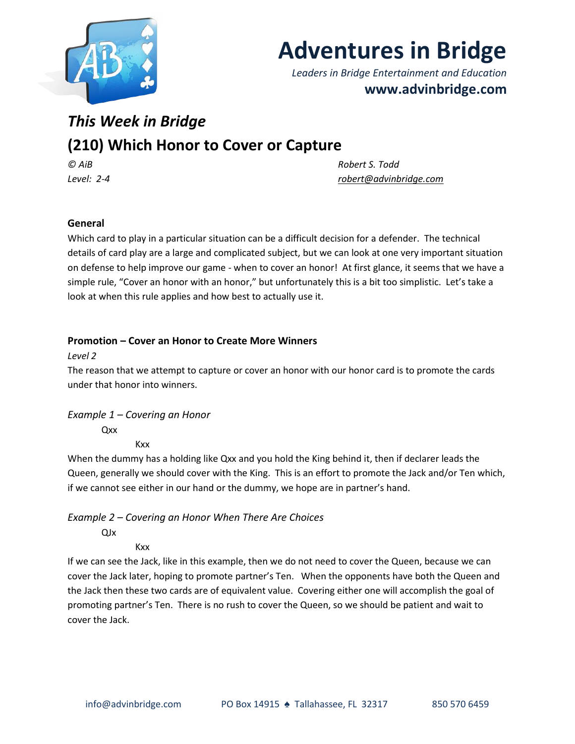# Adventures in Bridge

*Leaders in Bridge Entertainment and Education*

**www.advinbridge.com**

## *This Week in Bridge*

## (210) Which Honor to Cover or Capture

*© AiB* — *Robert S. Todd*

*Level: 2-4* — *robert@advinbridge.com*

### General

Which card to play in a particular situation can be a difficult decision for a defender. The technical details of card play are a large and complicated subject, but we can look at one very important situation on defense to help improve our game - when to cover an honor! At first glance, it seems that we have a simple rule, "Cover an honor with an honor," but unfortunately this is a bit too simplistic. Let's take a look at when this rule applies and how best to actually use it.

### Promotion – Cover an Honor to Create More Winners

*Level 2*

The reason that we attempt to capture or cover an honor with our honor card is to promote the cards under that honor into winners.

*Example 1 – Covering an Honor*

```
Qxx
      Kxx
```

When the dummy has a holding like Qxx and you hold the King behind it, then if declarer leads the Queen, generally we should cover with the King. This is an effort to promote the Jack and/or Ten which, if we cannot see either in our hand or the dummy, we hope are in partner's hand.

*Example 2 – Covering an Honor When There Are Choices*

```
QJx
      Kxx
```

If we can see the Jack, like in this example, then we do not need to cover the Queen, because we can cover the Jack later, hoping to promote partner's Ten. When the opponents have both the Queen and the Jack then these two cards are of equivalent value. Covering either one will accomplish the goal of promoting partner's Ten. There is no rush to cover the Queen, so we should be patient and wait to cover the Jack.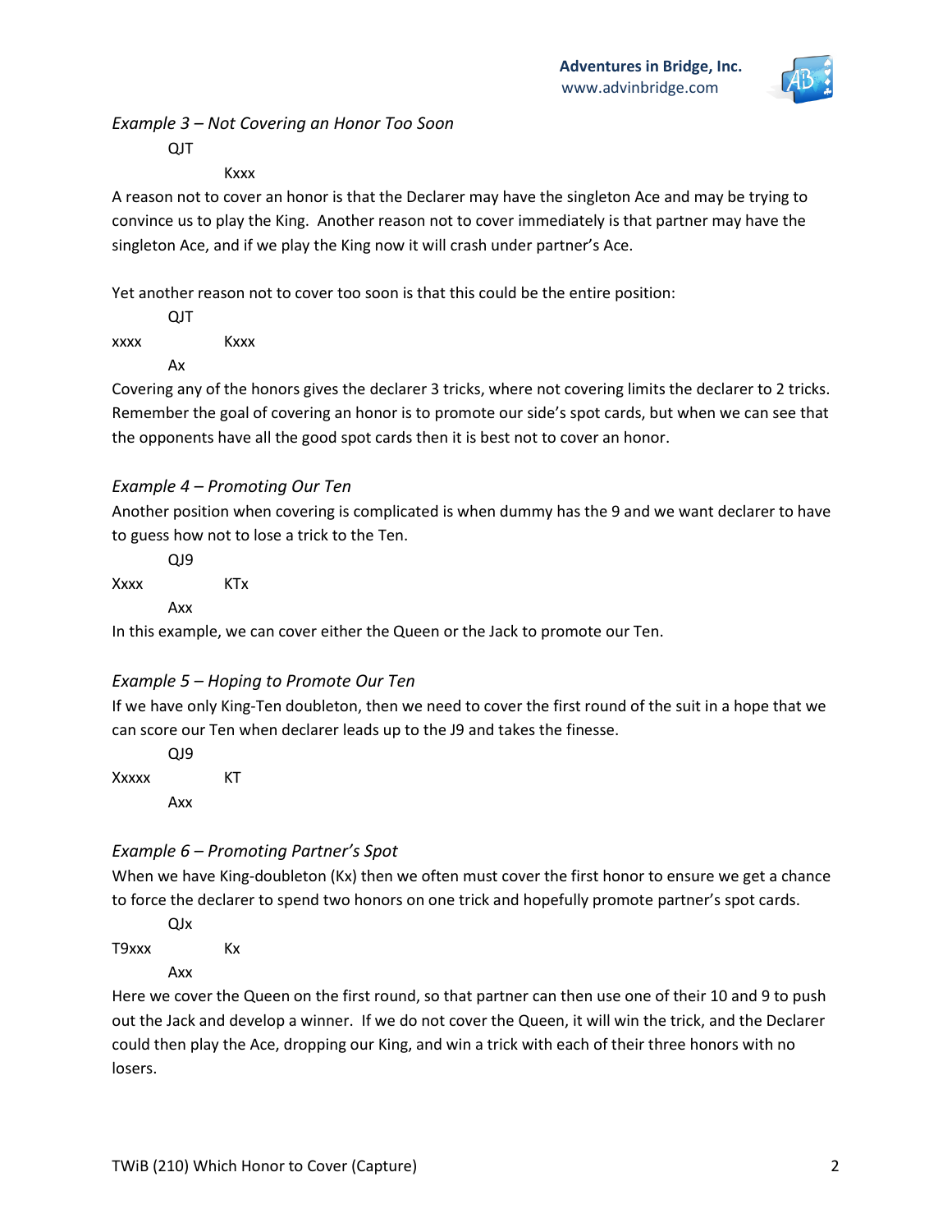*Example 3 – Not Covering an Honor Too Soon*

```
        QJT
                Kxxx
```

A reason not to cover an honor is that the Declarer may have the singleton Ace and may be trying to convince us to play the King. Another reason not to cover immediately is that partner may have the singleton Ace, and if we play the King now it will crash under partner's Ace.

Yet another reason not to cover too soon is that this could be the entire position:

```
        QJT
xxxx            Kxxx
        Ax
```

Covering any of the honors gives the declarer 3 tricks, where not covering limits the declarer to 2 tricks. Remember the goal of covering an honor is to promote our side's spot cards, but when we can see that the opponents have all the good spot cards then it is best not to cover an honor.

*Example 4 – Promoting Our Ten*

Another position when covering is complicated is when dummy has the 9 and we want declarer to have to guess how not to lose a trick to the Ten.

```
        QJ9
Xxxx            KTx
        Axx
```

In this example, we can cover either the Queen or the Jack to promote our Ten.

*Example 5 – Hoping to Promote Our Ten*

If we have only King-Ten doubleton, then we need to cover the first round of the suit in a hope that we can score our Ten when declarer leads up to the J9 and takes the finesse.

```
        QJ9
Xxxxx           KT
        Axx
```

*Example 6 – Promoting Partner's Spot*

When we have King-doubleton (Kx) then we often must cover the first honor to ensure we get a chance to force the declarer to spend two honors on one trick and hopefully promote partner's spot cards.

```
        QJx
T9xxx           Kx
        Axx
```

Here we cover the Queen on the first round, so that partner can then use one of their 10 and 9 to push out the Jack and develop a winner. If we do not cover the Queen, it will win the trick, and the Declarer could then play the Ace, dropping our King, and win a trick with each of their three honors with no losers.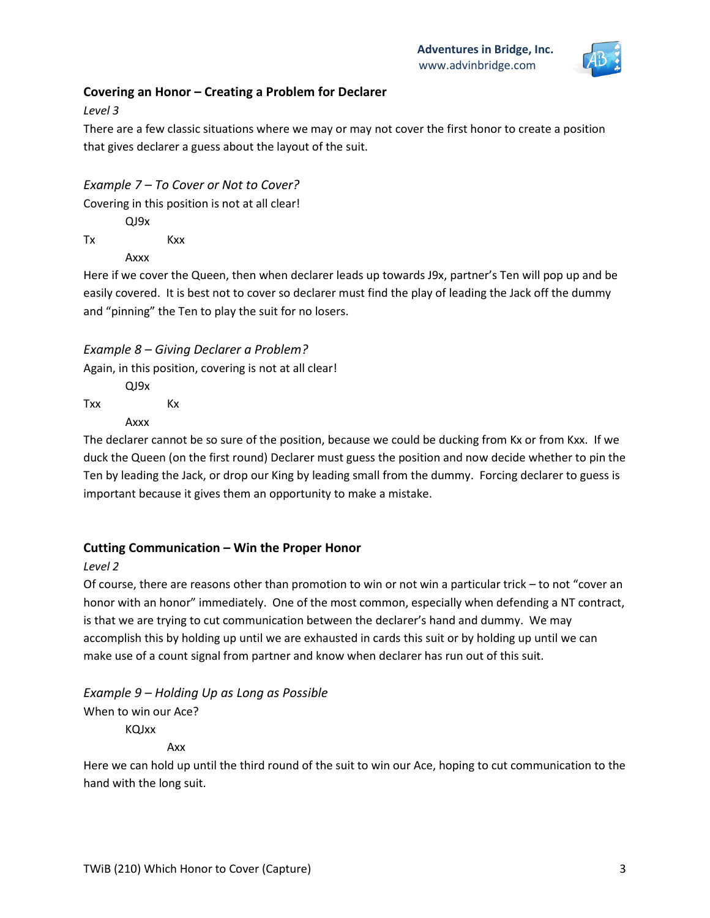## Covering an Honor – Creating a Problem for Declarer

*Level 3*

There are a few classic situations where we may or may not cover the first honor to create a position that gives declarer a guess about the layout of the suit.

### *Example 7 – To Cover or Not to Cover?*

Covering in this position is not at all clear!

```
        QJ9x
Tx              Kxx
        Axxx
```

Here if we cover the Queen, then when declarer leads up towards J9x, partner's Ten will pop up and be easily covered. It is best not to cover so declarer must find the play of leading the Jack off the dummy and "pinning" the Ten to play the suit for no losers.

### *Example 8 – Giving Declarer a Problem?*

Again, in this position, covering is not at all clear!

```
        QJ9x
Txx             Kx
        Axxx
```

The declarer cannot be so sure of the position, because we could be ducking from Kx or from Kxx. If we duck the Queen (on the first round) Declarer must guess the position and now decide whether to pin the Ten by leading the Jack, or drop our King by leading small from the dummy. Forcing declarer to guess is important because it gives them an opportunity to make a mistake.

## Cutting Communication – Win the Proper Honor

*Level 2*

Of course, there are reasons other than promotion to win or not win a particular trick – to not "cover an honor with an honor" immediately. One of the most common, especially when defending a NT contract, is that we are trying to cut communication between the declarer's hand and dummy. We may accomplish this by holding up until we are exhausted in cards this suit or by holding up until we can make use of a count signal from partner and know when declarer has run out of this suit.

### *Example 9 – Holding Up as Long as Possible*

When to win our Ace?

```
        KQJxx
                Axx
```

Here we can hold up until the third round of the suit to win our Ace, hoping to cut communication to the hand with the long suit.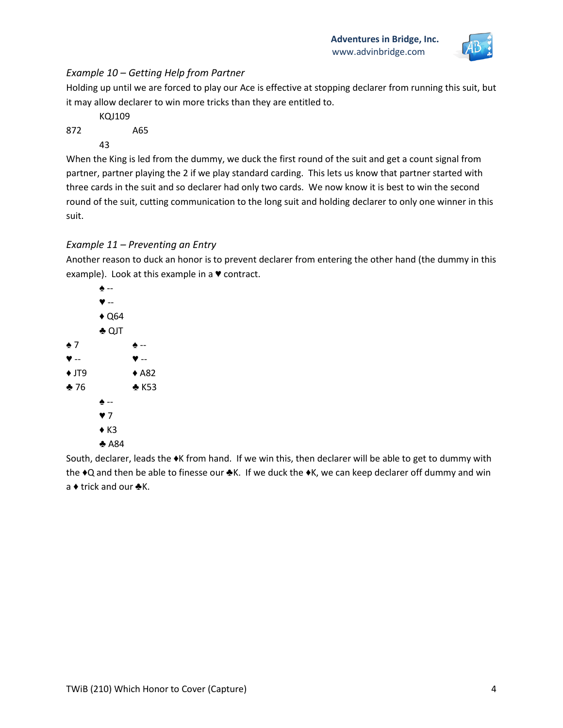*Example 10 – Getting Help from Partner*

Holding up until we are forced to play our Ace is effective at stopping declarer from running this suit, but it may allow declarer to win more tricks than they are entitled to.

```
        KQJ109
872             A65
        43
```

When the King is led from the dummy, we duck the first round of the suit and get a count signal from partner, partner playing the 2 if we play standard carding. This lets us know that partner started with three cards in the suit and so declarer had only two cards. We now know it is best to win the second round of the suit, cutting communication to the long suit and holding declarer to only one winner in this suit.

*Example 11 – Preventing an Entry*

Another reason to duck an honor is to prevent declarer from entering the other hand (the dummy in this example). Look at this example in a ♥ contract.

```
        ♠ --
        ♥ --
        ♦ Q64
        ♣ QJT
♠ 7             ♠ --
♥ --            ♥ --
♦ JT9           ♦ A82
♣ 76            ♣ K53
        ♠ --
        ♥ 7
        ♦ K3
        ♣ A84
```

South, declarer, leads the ♦K from hand. If we win this, then declarer will be able to get to dummy with the ♦Q and then be able to finesse our ♣K. If we duck the ♦K, we can keep declarer off dummy and win a ♦ trick and our ♣K.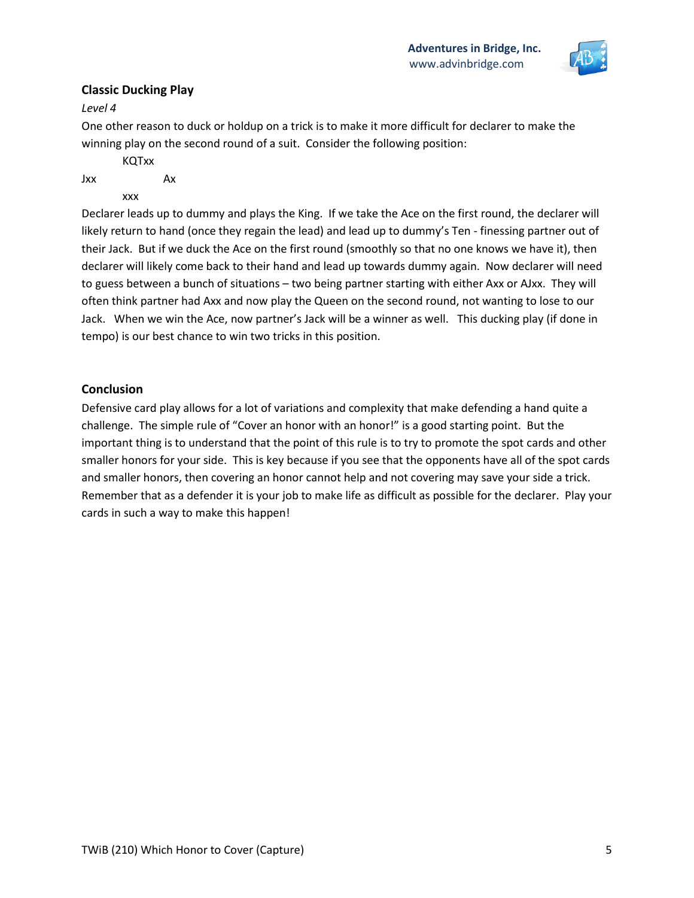### Classic Ducking Play

*Level 4*

One other reason to duck or holdup on a trick is to make it more difficult for declarer to make the winning play on the second round of a suit. Consider the following position:

```
         KQTxx
Jxx               Ax
         xxx
```

Declarer leads up to dummy and plays the King. If we take the Ace on the first round, the declarer will likely return to hand (once they regain the lead) and lead up to dummy's Ten - finessing partner out of their Jack. But if we duck the Ace on the first round (smoothly so that no one knows we have it), then declarer will likely come back to their hand and lead up towards dummy again. Now declarer will need to guess between a bunch of situations – two being partner starting with either Axx or AJxx. They will often think partner had Axx and now play the Queen on the second round, not wanting to lose to our Jack. When we win the Ace, now partner's Jack will be a winner as well. This ducking play (if done in tempo) is our best chance to win two tricks in this position.

### Conclusion

Defensive card play allows for a lot of variations and complexity that make defending a hand quite a challenge. The simple rule of "Cover an honor with an honor!" is a good starting point. But the important thing is to understand that the point of this rule is to try to promote the spot cards and other smaller honors for your side. This is key because if you see that the opponents have all of the spot cards and smaller honors, then covering an honor cannot help and not covering may save your side a trick. Remember that as a defender it is your job to make life as difficult as possible for the declarer. Play your cards in such a way to make this happen!